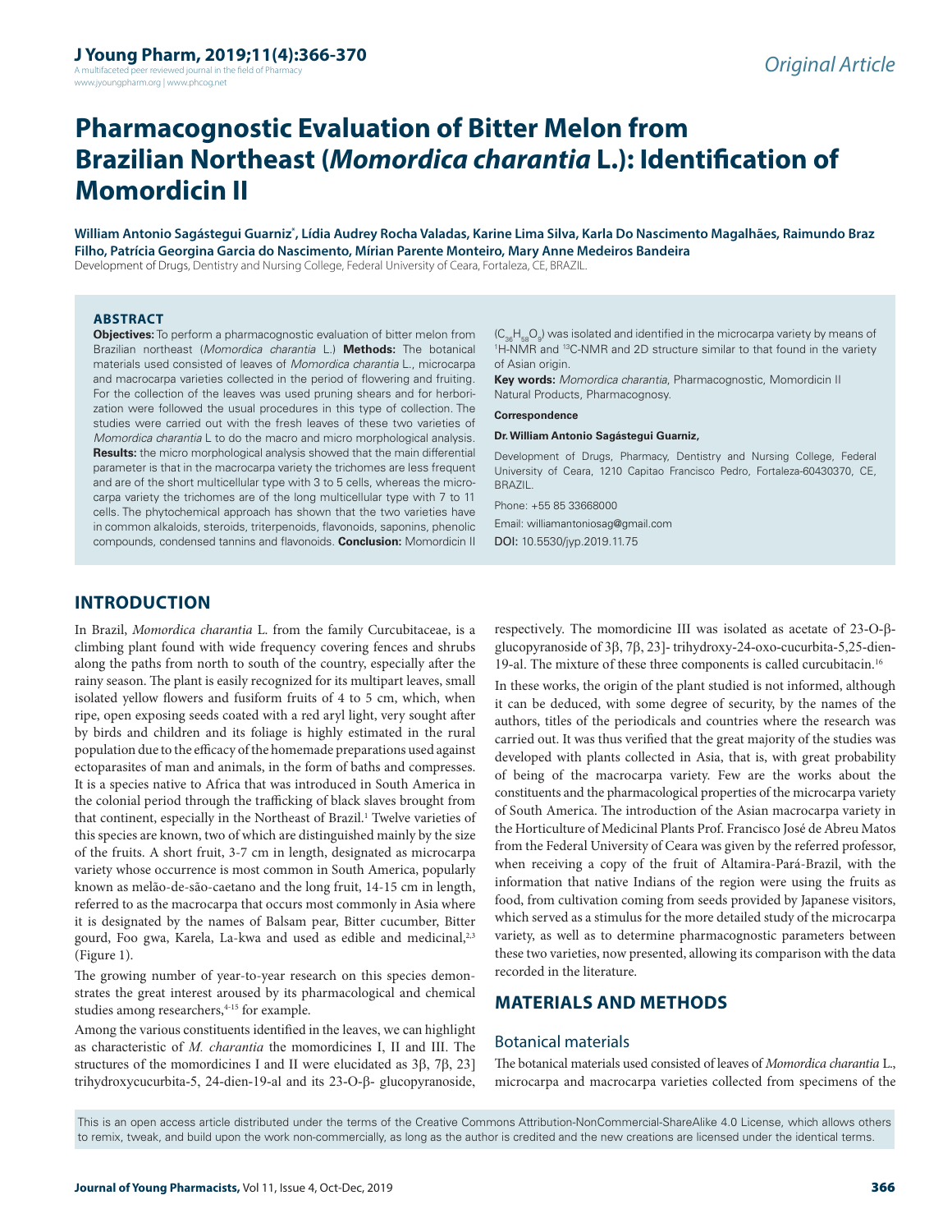Original Article

# Pharmacognostic Evaluation of Bitter Melon from Brazilian Northeast (*Momordica charantia* L.): Identification of Momordicin II

**William Antonio Sagástegui Guarniz\*, Lídia Audrey Rocha Valadas, Karine Lima Silva, Karla Do Nascimento Magalhães, Raimundo Braz Filho, Patrícia Georgina Garcia do Nascimento, Mírian Parente Monteiro, Mary Anne Medeiros Bandeira**

Development of Drugs, Dentistry and Nursing College, Federal University of Ceara, Fortaleza, CE, BRAZIL.

## ABSTRACT

**Objectives:** To perform a pharmacognostic evaluation of bitter melon from Brazilian northeast (*Momordica charantia* L.) **Methods:** The botanical materials used consisted of leaves of *Momordica charantia* L., microcarpa and macrocarpa varieties collected in the period of flowering and fruiting. For the collection of the leaves was used pruning shears and for herborization were followed the usual procedures in this type of collection. The studies were carried out with the fresh leaves of these two varieties of *Momordica charantia* L to do the macro and micro morphological analysis. **Results:** the micro morphological analysis showed that the main differential parameter is that in the macrocarpa variety the trichomes are less frequent and are of the short multicellular type with 3 to 5 cells, whereas the microcarpa variety the trichomes are of the long multicellular type with 7 to 11 cells. The phytochemical approach has shown that the two varieties have in common alkaloids, steroids, triterpenoids, flavonoids, saponins, phenolic compounds, condensed tannins and flavonoids. **Conclusion:** Momordicin II ($C_{36}H_{58}O_9$) was isolated and identified in the microcarpa variety by means of $^1$H-NMR and $^{13}$C-NMR and 2D structure similar to that found in the variety of Asian origin.

**Key words:** *Momordica charantia*, Pharmacognostic, Momordicin II Natural Products, Pharmacognosy.

**Correspondence**

**Dr. William Antonio Sagástegui Guarniz,**

Development of Drugs, Pharmacy, Dentistry and Nursing College, Federal University of Ceara, 1210 Capitao Francisco Pedro, Fortaleza-60430370, CE, BRAZIL.

Phone: +55 85 33668000

Email: williamantoniosag@gmail.com

DOI: 10.5530/jyp.2019.11.75

## INTRODUCTION

In Brazil, *Momordica charantia* L. from the family Curcubitaceae, is a climbing plant found with wide frequency covering fences and shrubs along the paths from north to south of the country, especially after the rainy season. The plant is easily recognized for its multipart leaves, small isolated yellow flowers and fusiform fruits of 4 to 5 cm, which, when ripe, open exposing seeds coated with a red aryl light, very sought after by birds and children and its foliage is highly estimated in the rural population due to the efficacy of the homemade preparations used against ectoparasites of man and animals, in the form of baths and compresses. It is a species native to Africa that was introduced in South America in the colonial period through the trafficking of black slaves brought from that continent, especially in the Northeast of Brazil.[1] Twelve varieties of this species are known, two of which are distinguished mainly by the size of the fruits. A short fruit, 3-7 cm in length, designated as microcarpa variety whose occurrence is most common in South America, popularly known as melão-de-são-caetano and the long fruit, 14-15 cm in length, referred to as the macrocarpa that occurs most commonly in Asia where it is designated by the names of Balsam pear, Bitter cucumber, Bitter gourd, Foo gwa, Karela, La-kwa and used as edible and medicinal,[2,3] (Figure 1).

The growing number of year-to-year research on this species demonstrates the great interest aroused by its pharmacological and chemical studies among researchers,[4-15] for example.

Among the various constituents identified in the leaves, we can highlight as characteristic of *M. charantia* the momordicines I, II and III. The structures of the momordicines I and II were elucidated as 3β, 7β, 23] trihydroxycucurbita-5, 24-dien-19-al and its 23-O-β- glucopyranoside, respectively. The momordicine III was isolated as acetate of 23-O-β-glucopyranoside of 3β, 7β, 23]- trihydroxy-24-oxo-cucurbita-5,25-dien-19-al. The mixture of these three components is called curcubitacin.[16]

In these works, the origin of the plant studied is not informed, although it can be deduced, with some degree of security, by the names of the authors, titles of the periodicals and countries where the research was carried out. It was thus verified that the great majority of the studies was developed with plants collected in Asia, that is, with great probability of being of the macrocarpa variety. Few are the works about the constituents and the pharmacological properties of the microcarpa variety of South America. The introduction of the Asian macrocarpa variety in the Horticulture of Medicinal Plants Prof. Francisco José de Abreu Matos from the Federal University of Ceara was given by the referred professor, when receiving a copy of the fruit of Altamira-Pará-Brazil, with the information that native Indians of the region were using the fruits as food, from cultivation coming from seeds provided by Japanese visitors, which served as a stimulus for the more detailed study of the microcarpa variety, as well as to determine pharmacognostic parameters between these two varieties, now presented, allowing its comparison with the data recorded in the literature.

## MATERIALS AND METHODS

### Botanical materials

The botanical materials used consisted of leaves of *Momordica charantia* L., microcarpa and macrocarpa varieties collected from specimens of the

This is an open access article distributed under the terms of the Creative Commons Attribution-NonCommercial-ShareAlike 4.0 License, which allows others to remix, tweak, and build upon the work non-commercially, as long as the author is credited and the new creations are licensed under the identical terms.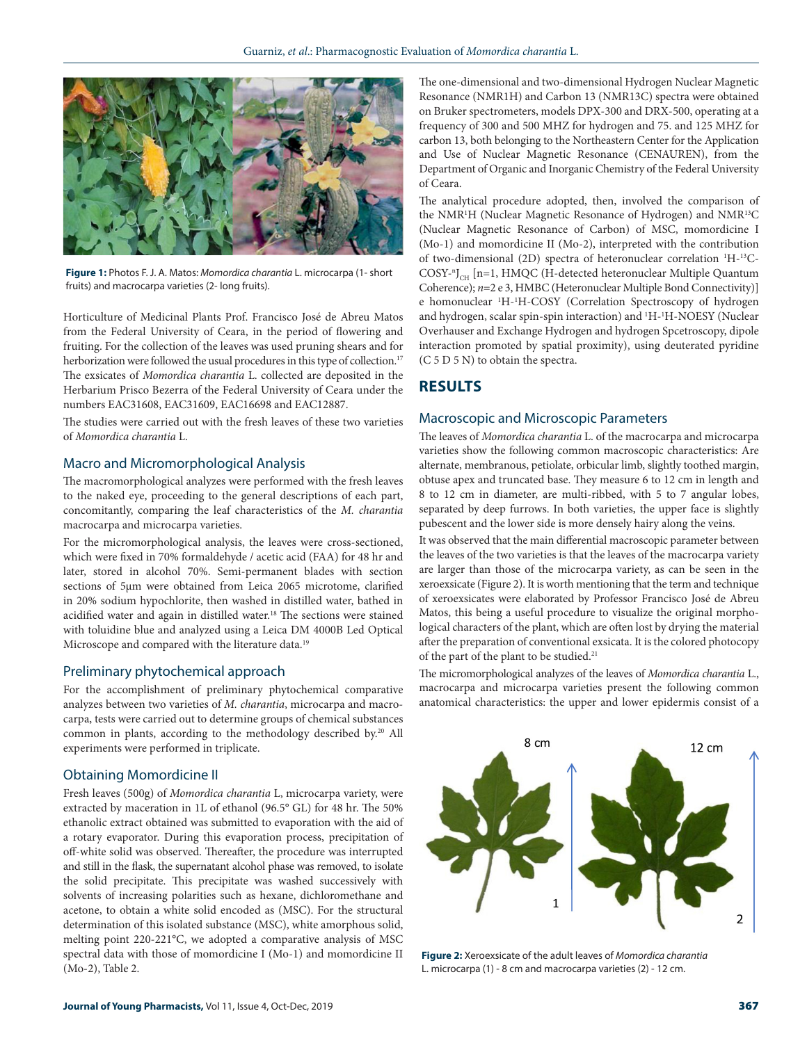Figure 1: Photos F. J. A. Matos: *Momordica charantia* L. microcarpa (1- short fruits) and macrocarpa varieties (2- long fruits).

Horticulture of Medicinal Plants Prof. Francisco José de Abreu Matos from the Federal University of Ceara, in the period of flowering and fruiting. For the collection of the leaves was used pruning shears and for herborization were followed the usual procedures in this type of collection.[17] The exsicates of *Momordica charantia* L. collected are deposited in the Herbarium Prisco Bezerra of the Federal University of Ceara under the numbers EAC31608, EAC31609, EAC16698 and EAC12887.

The studies were carried out with the fresh leaves of these two varieties of *Momordica charantia* L.

## Macro and Micromorphological Analysis

The macromorphological analyzes were performed with the fresh leaves to the naked eye, proceeding to the general descriptions of each part, concomitantly, comparing the leaf characteristics of the *M. charantia* macrocarpa and microcarpa varieties.

For the micromorphological analysis, the leaves were cross-sectioned, which were fixed in 70% formaldehyde / acetic acid (FAA) for 48 hr and later, stored in alcohol 70%. Semi-permanent blades with section sections of 5μm were obtained from Leica 2065 microtome, clarified in 20% sodium hypochlorite, then washed in distilled water, bathed in acidified water and again in distilled water.[18] The sections were stained with toluidine blue and analyzed using a Leica DM 4000B Led Optical Microscope and compared with the literature data.[19]

## Preliminary phytochemical approach

For the accomplishment of preliminary phytochemical comparative analyzes between two varieties of *M. charantia*, microcarpa and macrocarpa, tests were carried out to determine groups of chemical substances common in plants, according to the methodology described by.[20] All experiments were performed in triplicate.

## Obtaining Momordicine II

Fresh leaves (500g) of *Momordica charantia* L, microcarpa variety, were extracted by maceration in 1L of ethanol (96.5° GL) for 48 hr. The 50% ethanolic extract obtained was submitted to evaporation with the aid of a rotary evaporator. During this evaporation process, precipitation of off-white solid was observed. Thereafter, the procedure was interrupted and still in the flask, the supernatant alcohol phase was removed, to isolate the solid precipitate. This precipitate was washed successively with solvents of increasing polarities such as hexane, dichloromethane and acetone, to obtain a white solid encoded as (MSC). For the structural determination of this isolated substance (MSC), white amorphous solid, melting point 220-221°C, we adopted a comparative analysis of MSC spectral data with those of momordicine I (Mo-1) and momordicine II (Mo-2), Table 2.

The one-dimensional and two-dimensional Hydrogen Nuclear Magnetic Resonance (NMR1H) and Carbon 13 (NMR13C) spectra were obtained on Bruker spectrometers, models DPX-300 and DRX-500, operating at a frequency of 300 and 500 MHZ for hydrogen and 75. and 125 MHZ for carbon 13, both belonging to the Northeastern Center for the Application and Use of Nuclear Magnetic Resonance (CENAUREN), from the Department of Organic and Inorganic Chemistry of the Federal University of Ceara.

The analytical procedure adopted, then, involved the comparison of the NMR$^{1}$H (Nuclear Magnetic Resonance of Hydrogen) and NMR$^{13}$C (Nuclear Magnetic Resonance of Carbon) of MSC, momordicine I (Mo-1) and momordicine II (Mo-2), interpreted with the contribution of two-dimensional (2D) spectra of heteronuclear correlation $^{1}$H-$^{13}$C-COSY-$^{n}J_{CH}$ [n=1, HMQC (H-detected heteronuclear Multiple Quantum Coherence); *n*=2 e 3, HMBC (Heteronuclear Multiple Bond Connectivity)] e homonuclear $^{1}$H-$^{1}$H-COSY (Correlation Spectroscopy of hydrogen and hydrogen, scalar spin-spin interaction) and $^{1}$H-$^{1}$H-NOESY (Nuclear Overhauser and Exchange Hydrogen and hydrogen Spcetroscopy, dipole interaction promoted by spatial proximity), using deuterated pyridine (C 5 D 5 N) to obtain the spectra.

# RESULTS

## Macroscopic and Microscopic Parameters

The leaves of *Momordica charantia* L. of the macrocarpa and microcarpa varieties show the following common macroscopic characteristics: Are alternate, membranous, petiolate, orbicular limb, slightly toothed margin, obtuse apex and truncated base. They measure 6 to 12 cm in length and 8 to 12 cm in diameter, are multi-ribbed, with 5 to 7 angular lobes, separated by deep furrows. In both varieties, the upper face is slightly pubescent and the lower side is more densely hairy along the veins.

It was observed that the main differential macroscopic parameter between the leaves of the two varieties is that the leaves of the macrocarpa variety are larger than those of the microcarpa variety, as can be seen in the xeroexsicate (Figure 2). It is worth mentioning that the term and technique of xeroexsicates were elaborated by Professor Francisco José de Abreu Matos, this being a useful procedure to visualize the original morphological characters of the plant, which are often lost by drying the material after the preparation of conventional exsicata. It is the colored photocopy of the part of the plant to be studied.[21]

The micromorphological analyzes of the leaves of *Momordica charantia* L., macrocarpa and microcarpa varieties present the following common anatomical characteristics: the upper and lower epidermis consist of a

Figure 2: Xeroexsicate of the adult leaves of *Momordica charantia* L. microcarpa (1) - 8 cm and macrocarpa varieties (2) - 12 cm.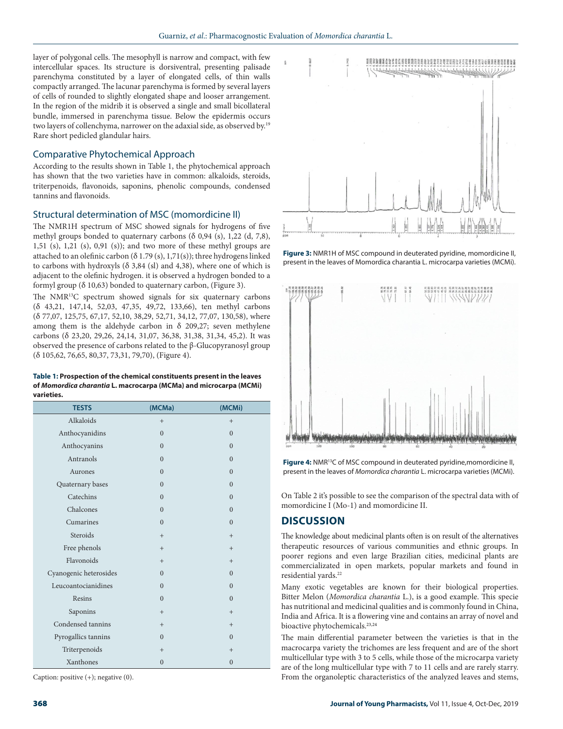layer of polygonal cells. The mesophyll is narrow and compact, with few intercellular spaces. Its structure is dorsiventral, presenting palisade parenchyma constituted by a layer of elongated cells, of thin walls compactly arranged. The lacunar parenchyma is formed by several layers of cells of rounded to slightly elongated shape and looser arrangement. In the region of the midrib it is observed a single and small bicollateral bundle, immersed in parenchyma tissue. Below the epidermis occurs two layers of collenchyma, narrower on the adaxial side, as observed by.[19] Rare short pedicled glandular hairs.

## Comparative Phytochemical Approach

According to the results shown in Table 1, the phytochemical approach has shown that the two varieties have in common: alkaloids, steroids, triterpenoids, flavonoids, saponins, phenolic compounds, condensed tannins and flavonoids.

## Structural determination of MSC (momordicine II)

The NMR1H spectrum of MSC showed signals for hydrogens of five methyl groups bonded to quaternary carbons (δ 0,94 (s), 1,22 (d, 7,8), 1,51 (s), 1,21 (s), 0,91 (s)); and two more of these methyl groups are attached to an olefinic carbon (δ 1.79 (s), 1,71(s)); three hydrogens linked to carbons with hydroxyls (δ 3,84 (sl) and 4,38), where one of which is adjacent to the olefinic hydrogen. it is observed a hydrogen bonded to a formyl group (δ 10,63) bonded to quaternary carbon, (Figure 3).

The NMR$^{13}$C spectrum showed signals for six quaternary carbons (δ 43,21, 147,14, 52,03, 47,35, 49,72, 133,66), ten methyl carbons (δ 77,07, 125,75, 67,17, 52,10, 38,29, 52,71, 34,12, 77,07, 130,58), where among them is the aldehyde carbon in δ 209,27; seven methylene carbons (δ 23,20, 29,26, 24,14, 31,07, 36,38, 31,38, 31,34, 45,2). It was observed the presence of carbons related to the β-Glucopyranosyl group (δ 105,62, 76,65, 80,37, 73,31, 79,70), (Figure 4).

**Table 1: Prospection of the chemical constituents present in the leaves of *Momordica charantia* L. macrocarpa (MCMa) and microcarpa (MCMi) varieties.**

| TESTS | (MCMa) | (MCMi) |
|---|---|---|
| Alkaloids | + | + |
| Anthocyanidins | 0 | 0 |
| Anthocyanins | 0 | 0 |
| Antranols | 0 | 0 |
| Aurones | 0 | 0 |
| Quaternary bases | 0 | 0 |
| Catechins | 0 | 0 |
| Chalcones | 0 | 0 |
| Cumarines | 0 | 0 |
| Steroids | + | + |
| Free phenols | + | + |
| Flavonoids | + | + |
| Cyanogenic heterosides | 0 | 0 |
| Leucoantocianidines | 0 | 0 |
| Resins | 0 | 0 |
| Saponins | + | + |
| Condensed tannins | + | + |
| Pyrogallics tannins | 0 | 0 |
| Triterpenoids | + | + |
| Xanthones | 0 | 0 |

Caption: positive (+); negative (0).

**Figure 3:** NMR1H of MSC compound in deuterated pyridine, momordicine II, present in the leaves of Momordica charantia L. microcarpa varieties (MCMi).

**Figure 4:** NMR$^{13}$C of MSC compound in deuterated pyridine,momordicine II, present in the leaves of *Momordica charantia* L. microcarpa varieties (MCMi).

On Table 2 it's possible to see the comparison of the spectral data with of momordicine I (Mo-1) and momordicine II.

## DISCUSSION

The knowledge about medicinal plants often is on result of the alternatives therapeutic resources of various communities and ethnic groups. In poorer regions and even large Brazilian cities, medicinal plants are commercializated in open markets, popular markets and found in residential yards.[22]

Many exotic vegetables are known for their biological properties. Bitter Melon (*Momordica charantia* L.), is a good example. This specie has nutritional and medicinal qualities and is commonly found in China, India and Africa. It is a flowering vine and contains an array of novel and bioactive phytochemicals.[23,24]

The main differential parameter between the varieties is that in the macrocarpa variety the trichomes are less frequent and are of the short multicellular type with 3 to 5 cells, while those of the microcarpa variety are of the long multicellular type with 7 to 11 cells and are rarely starry. From the organoleptic characteristics of the analyzed leaves and stems,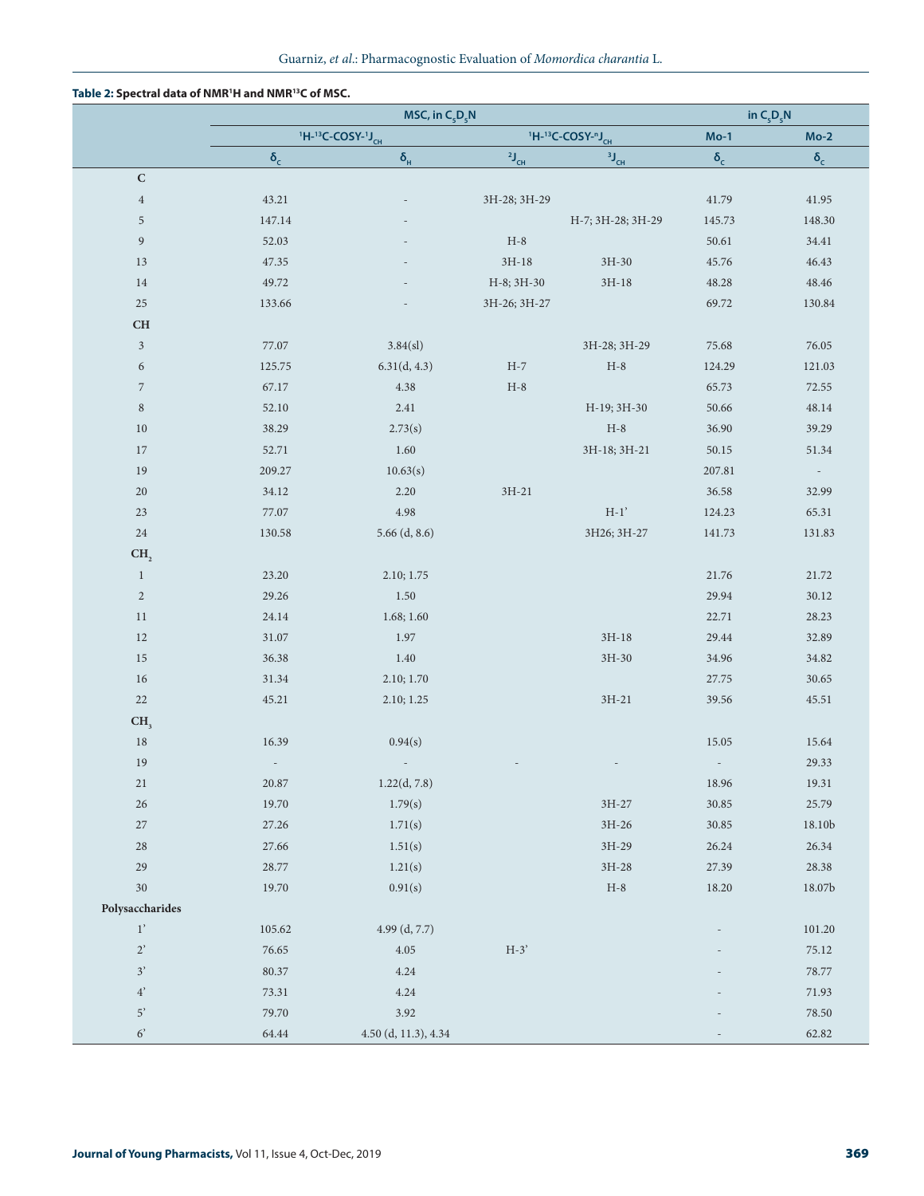**Table 2: Spectral data of NMR[1]H and NMR[13]C of MSC.**

| | MSC, in $C_5D_5N$ | | | | in $C_5D_5N$ | |
|---|---|---|---|---|---|---|
| | $^1H$-$^{13}C$-COSY-$^1J_{CH}$ | | $^1H$-$^{13}C$-COSY-$^nJ_{CH}$ | | Mo-1 | Mo-2 |
| | $\delta_C$ | $\delta_H$ | $^2J_{CH}$ | $^3J_{CH}$ | $\delta_C$ | $\delta_C$ |
| **C** | | | | | | |
| 4 | 43.21 | - | 3H-28; 3H-29 | | 41.79 | 41.95 |
| 5 | 147.14 | - | | H-7; 3H-28; 3H-29 | 145.73 | 148.30 |
| 9 | 52.03 | - | H-8 | | 50.61 | 34.41 |
| 13 | 47.35 | - | 3H-18 | 3H-30 | 45.76 | 46.43 |
| 14 | 49.72 | - | H-8; 3H-30 | 3H-18 | 48.28 | 48.46 |
| 25 | 133.66 | - | 3H-26; 3H-27 | | 69.72 | 130.84 |
| **CH** | | | | | | |
| 3 | 77.07 | 3.84(sl) | | 3H-28; 3H-29 | 75.68 | 76.05 |
| 6 | 125.75 | 6.31(d, 4.3) | H-7 | H-8 | 124.29 | 121.03 |
| 7 | 67.17 | 4.38 | H-8 | | 65.73 | 72.55 |
| 8 | 52.10 | 2.41 | | H-19; 3H-30 | 50.66 | 48.14 |
| 10 | 38.29 | 2.73(s) | | H-8 | 36.90 | 39.29 |
| 17 | 52.71 | 1.60 | | 3H-18; 3H-21 | 50.15 | 51.34 |
| 19 | 209.27 | 10.63(s) | | | 207.81 | - |
| 20 | 34.12 | 2.20 | 3H-21 | | 36.58 | 32.99 |
| 23 | 77.07 | 4.98 | | H-1' | 124.23 | 65.31 |
| 24 | 130.58 | 5.66 (d, 8.6) | | 3H26; 3H-27 | 141.73 | 131.83 |
| **$CH_2$** | | | | | | |
| 1 | 23.20 | 2.10; 1.75 | | | 21.76 | 21.72 |
| 2 | 29.26 | 1.50 | | | 29.94 | 30.12 |
| 11 | 24.14 | 1.68; 1.60 | | | 22.71 | 28.23 |
| 12 | 31.07 | 1.97 | | 3H-18 | 29.44 | 32.89 |
| 15 | 36.38 | 1.40 | | 3H-30 | 34.96 | 34.82 |
| 16 | 31.34 | 2.10; 1.70 | | | 27.75 | 30.65 |
| 22 | 45.21 | 2.10; 1.25 | | 3H-21 | 39.56 | 45.51 |
| **$CH_3$** | | | | | | |
| 18 | 16.39 | 0.94(s) | | | 15.05 | 15.64 |
| 19 | - | - | - | - | - | 29.33 |
| 21 | 20.87 | 1.22(d, 7.8) | | | 18.96 | 19.31 |
| 26 | 19.70 | 1.79(s) | | 3H-27 | 30.85 | 25.79 |
| 27 | 27.26 | 1.71(s) | | 3H-26 | 30.85 | 18.10b |
| 28 | 27.66 | 1.51(s) | | 3H-29 | 26.24 | 26.34 |
| 29 | 28.77 | 1.21(s) | | 3H-28 | 27.39 | 28.38 |
| 30 | 19.70 | 0.91(s) | | H-8 | 18.20 | 18.07b |
| **Polysaccharides** | | | | | | |
| 1' | 105.62 | 4.99 (d, 7.7) | | | - | 101.20 |
| 2' | 76.65 | 4.05 | H-3' | | - | 75.12 |
| 3' | 80.37 | 4.24 | | | - | 78.77 |
| 4' | 73.31 | 4.24 | | | - | 71.93 |
| 5' | 79.70 | 3.92 | | | - | 78.50 |
| 6' | 64.44 | 4.50 (d, 11.3), 4.34 | | | - | 62.82 |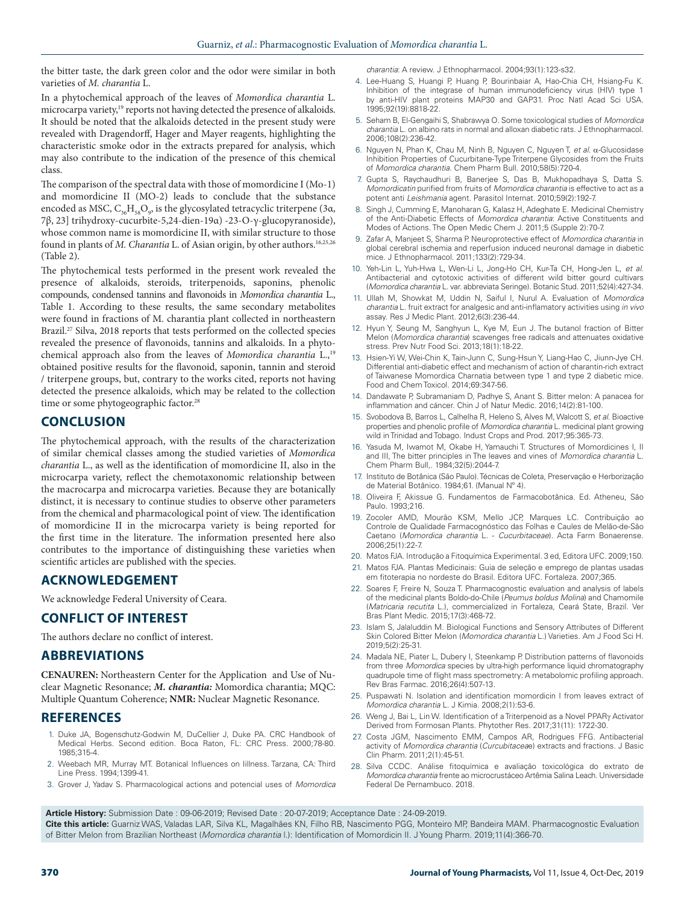the bitter taste, the dark green color and the odor were similar in both varieties of *M. charantia* L.

In a phytochemical approach of the leaves of *Momordica charantia* L. microcarpa variety,[19] reports not having detected the presence of alkaloids. It should be noted that the alkaloids detected in the present study were revealed with Dragendorff, Hager and Mayer reagents, highlighting the characteristic smoke odor in the extracts prepared for analysis, which may also contribute to the indication of the presence of this chemical class.

The comparison of the spectral data with those of momordicine I (Mo-1) and momordicine II (MO-2) leads to conclude that the substance encoded as MSC, $C_{36}H_{58}O_9$, is the glycosylated tetracyclic triterpene (3α, 7β, 23] trihydroxy-cucurbite-5,24-dien-19α) -23-O-γ-glucopyranoside), whose common name is momordicine II, with similar structure to those found in plants of *M. Charantia* L. of Asian origin, by other authors.[16,25,26] (Table 2).

The phytochemical tests performed in the present work revealed the presence of alkaloids, steroids, triterpenoids, saponins, phenolic compounds, condensed tannins and flavonoids in *Momordica charantia* L., Table 1. According to these results, the same secondary metabolites were found in fractions of M. charantia plant collected in northeastern Brazil.[27] Silva, 2018 reports that tests performed on the collected species revealed the presence of flavonoids, tannins and alkaloids. In a phytochemical approach also from the leaves of *Momordica charantia* L.,[19] obtained positive results for the flavonoid, saponin, tannin and steroid / triterpene groups, but, contrary to the works cited, reports not having detected the presence alkaloids, which may be related to the collection time or some phytogeographic factor.[28]

## CONCLUSION

The phytochemical approach, with the results of the characterization of similar chemical classes among the studied varieties of *Momordica charantia* L., as well as the identification of momordicine II, also in the microcarpa variety, reflect the chemotaxonomic relationship between the macrocarpa and microcarpa varieties. Because they are botanically distinct, it is necessary to continue studies to observe other parameters from the chemical and pharmacological point of view. The identification of momordicine II in the microcarpa variety is being reported for the first time in the literature. The information presented here also contributes to the importance of distinguishing these varieties when scientific articles are published with the species.

## ACKNOWLEDGEMENT

We acknowledge Federal University of Ceara.

## CONFLICT OF INTEREST

The authors declare no conflict of interest.

## ABBREVIATIONS

**CENAUREN:** Northeastern Center for the Application and Use of Nuclear Magnetic Resonance; ***M. charantia:*** Momordica charantia; MQC: Multiple Quantum Coherence; **NMR:** Nuclear Magnetic Resonance.

## REFERENCES

1. Duke JA, Bogenschutz-Godwin M, DuCellier J, Duke PA. CRC Handbook of Medical Herbs. Second edition. Boca Raton, FL: CRC Press. 2000;78-80. 1985;315-4.
2. Weebach MR, Murray MT. Botanical Influences on Iillness. Tarzana, CA: Third Line Press. 1994;1399-41.
3. Grover J, Yadav S. Pharmacological actions and potencial uses of *Momordica charantia*: A review. J Ethnopharmacol. 2004;93(1):123-s32.
4. Lee-Huang S, Huangi P, Huang P, Bourinbaiar A, Hao-Chia CH, Hsiang-Fu K. Inhibition of the integrase of human immunodeficiency virus (HIV) type 1 by anti-HIV plant proteins MAP30 and GAP31. Proc Natl Acad Sci USA. 1995;92(19):8818-22.
5. Seham B, El-Gengaihi S, Shabrawya O. Some toxicological studies of *Momordica charantia* L. on albino rats in normal and alloxan diabetic rats. J Ethnopharmacol. 2006;108(2):236-42.
6. Nguyen N, Phan K, Chau M, Ninh B, Nguyen C, Nguyen T, *et al.* α-Glucosidase Inhibition Properties of Cucurbitane-Type Triterpene Glycosides from the Fruits of *Momordica charantia*. Chem Pharm Bull. 2010;58(5):720-4.
7. Gupta S, Raychaudhuri B, Banerjee S, Das B, Mukhopadhaya S, Datta S. *Momordicatin* purified from fruits of *Momordica charantia* is effective to act as a potent anti *Leishmania* agent. Parasitol Internat. 2010;59(2):192-7.
8. Singh J, Cumming E, Manoharan G, Kalasz H, Adeghate E. Medicinal Chemistry of the Anti-Diabetic Effects of *Momordica charantia*: Active Constituents and Modes of Actions. The Open Medic Chem J. 2011;5 (Supple 2):70-7.
9. Zafar A, Manjeet S, Sharma P. Neuroprotective effect of *Momordica charantia* in global cerebral ischemia and reperfusion induced neuronal damage in diabetic mice. J Ethnopharmacol. 2011;133(2):729-34.
10. Yeh-Lin L, Yuh-Hwa L, Wen-Li L, Jong-Ho CH, Kur-Ta CH, Hong-Jen L, *et al.* Antibacterial and cytotoxic activities of different wild bitter gourd cultivars (*Momordica charantia* L. var. abbreviata Seringe). Botanic Stud. 2011;52(4):427-34.
11. Ullah M, Showkat M, Uddin N, Saiful I, Nurul A. Evaluation of *Momordica charantia* L. fruit extract for analgesic and anti-inflamatory activities using *in vivo* assay. Res J Medic Plant. 2012;6(3):236-44.
12. Hyun Y, Seung M, Sanghyun L, Kye M, Eun J. The butanol fraction of Bitter Melon (*Momordica charantia*) scavenges free radicals and attenuates oxidative stress. Prev Nutr Food Sci. 2013;18(1):18-22.
13. Hsien-Yi W, Wei-Chin K, Tain-Junn C, Sung-Hsun Y, Liang-Hao C, Jiunn-Jye CH. Differential anti-diabetic effect and mechanism of action of charantin-rich extract of Taiwanese Momordica Charnatia between type 1 and type 2 diabetic mice. Food and Chem Toxicol. 2014;69:347-56.
14. Dandawate P, Subramaniam D, Padhye S, Anant S. Bitter melon: A panacea for inflammation and cáncer. Chin J of Natur Medic. 2016;14(2):81-100.
15. Svobodova B, Barros L, Calhelha R, Heleno S, Alves M, Walcott S, *et al.* Bioactive properties and phenolic profile of *Momordica charantia* L. medicinal plant growing wild in Trinidad and Tobago. Indust Crops and Prod. 2017;95:365-73.
16. Yasuda M, Iwamot M, Okabe H, Yamauchi T. Structures of Momordicines I, II and III, The bitter principles in The leaves and vines of *Momordica charantia* L. Chem Pharm Bull,. 1984;32(5):2044-7.
17. Instituto de Botânica (São Paulo). Técnicas de Coleta, Preservação e Herborização de Material Botânico. 1984;61. (Manual Nº 4).
18. Oliveira F, Akissue G. Fundamentos de Farmacobotânica. Ed. Atheneu, São Paulo. 1993;216.
19. Zocoler AMD, Mourão KSM, Mello JCP, Marques LC. Contribuição ao Controle de Qualidade Farmacognóstico das Folhas e Caules de Melão-de-São Caetano (*Momordica charantia* L. - *Cucurbitaceae*). Acta Farm Bonaerense. 2006;25(1):22-7.
20. Matos FJA. Introdução a Fitoquímica Experimental. 3 ed, Editora UFC. 2009;150.
21. Matos FJA. Plantas Medicinais: Guia de seleção e emprego de plantas usadas em fitoterapia no nordeste do Brasil. Editora UFC. Fortaleza. 2007;365.
22. Soares F, Freire N, Souza T. Pharmacognostic evaluation and analysis of labels of the medicinal plants Boldo-do-Chile (*Peumus boldus Molina*) and Chamomile (*Matricaria recutita* L.), commercialized in Fortaleza, Ceará State, Brazil. Ver Bras Plant Medic. 2015;17(3):468-72.
23. Islam S, Jalaluddin M. Biological Functions and Sensory Attributes of Different Skin Colored Bitter Melon (*Momordica charantia* L.) Varieties. Am J Food Sci H. 2019;5(2):25-31.
24. Madala NE, Piater L, Dubery I, Steenkamp P. Distribution patterns of flavonoids from three *Momordica* species by ultra-high performance liquid chromatography quadrupole time of flight mass spectrometry: A metabolomic profiling approach. Rev Bras Farmac. 2016;26(4):507-13.
25. Puspawati N. Isolation and identification momordicin I from leaves extract of *Momordica charantia* L. J Kimia. 2008;2(1):53-6.
26. Weng J, Bai L, Lin W. Identification of a Triterpenoid as a Novel PPARγ Activator Derived from Formosan Plants. Phytother Res. 2017;31(11): 1722-30.
27. Costa JGM, Nascimento EMM, Campos AR, Rodrigues FFG. Antibacterial activity of *Momordica charantia* (*Curcubitaceae*) extracts and fractions. J Basic Clin Pharm. 2011;2(1):45-51.
28. Silva CCDC. Análise fitoquímica e avaliação toxicológica do extrato de *Momordica charantia* frente ao microcrustáceo Artêmia Salina Leach. Universidade Federal De Pernambuco. 2018.

**Article History:** Submission Date : 09-06-2019; Revised Date : 20-07-2019; Acceptance Date : 24-09-2019.

**Cite this article:** Guarniz WAS, Valadas LAR, Silva KL, Magalhães KN, Filho RB, Nascimento PGG, Monteiro MP, Bandeira MAM. Pharmacognostic Evaluation of Bitter Melon from Brazilian Northeast (*Momordica charantia* l.): Identification of Momordicin II. J Young Pharm. 2019;11(4):366-70.